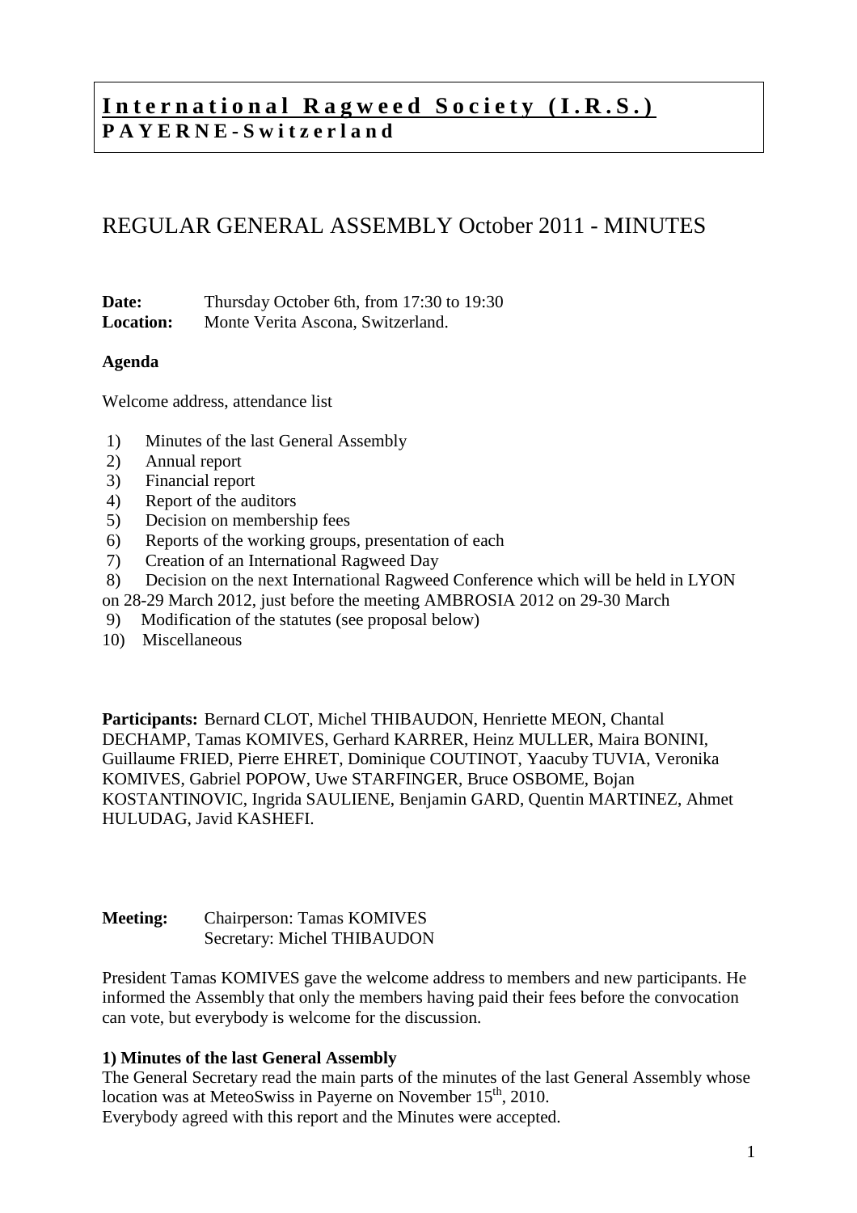# International Ragweed Society (I.R.S.)
**PAYERNE-Switzerland**

## REGULAR GENERAL ASSEMBLY October 2011 - MINUTES

**Date:** Thursday October 6th, from 17:30 to 19:30
**Location:** Monte Verita Ascona, Switzerland.

**Agenda**

Welcome address, attendance list

1) Minutes of the last General Assembly
2) Annual report
3) Financial report
4) Report of the auditors
5) Decision on membership fees
6) Reports of the working groups, presentation of each
7) Creation of an International Ragweed Day
8) Decision on the next International Ragweed Conference which will be held in LYON on 28-29 March 2012, just before the meeting AMBROSIA 2012 on 29-30 March
9) Modification of the statutes (see proposal below)
10) Miscellaneous

**Participants:** Bernard CLOT, Michel THIBAUDON, Henriette MEON, Chantal DECHAMP, Tamas KOMIVES, Gerhard KARRER, Heinz MULLER, Maira BONINI, Guillaume FRIED, Pierre EHRET, Dominique COUTINOT, Yaacuby TUVIA, Veronika KOMIVES, Gabriel POPOW, Uwe STARFINGER, Bruce OSBOME, Bojan KOSTANTINOVIC, Ingrida SAULIENE, Benjamin GARD, Quentin MARTINEZ, Ahmet HULUDAG, Javid KASHEFI.

**Meeting:** Chairperson: Tamas KOMIVES
Secretary: Michel THIBAUDON

President Tamas KOMIVES gave the welcome address to members and new participants. He informed the Assembly that only the members having paid their fees before the convocation can vote, but everybody is welcome for the discussion.

**1) Minutes of the last General Assembly**

The General Secretary read the main parts of the minutes of the last General Assembly whose location was at MeteoSwiss in Payerne on November 15th, 2010.
Everybody agreed with this report and the Minutes were accepted.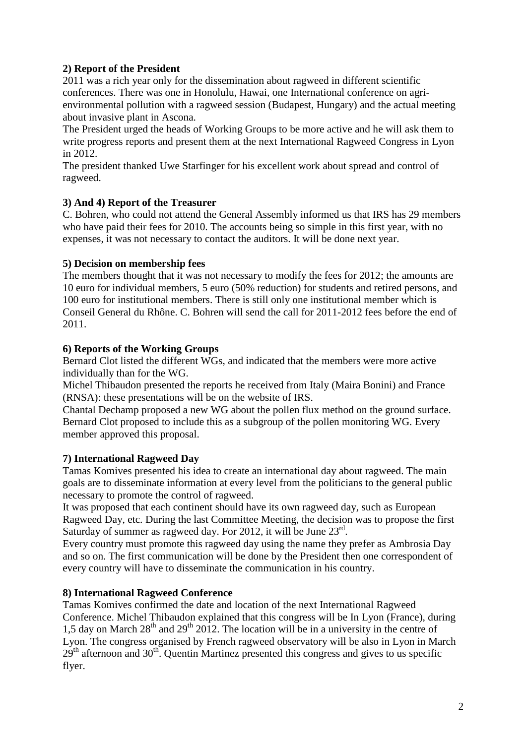**2) Report of the President**

2011 was a rich year only for the dissemination about ragweed in different scientific conferences. There was one in Honolulu, Hawai, one International conference on agri-environmental pollution with a ragweed session (Budapest, Hungary) and the actual meeting about invasive plant in Ascona.

The President urged the heads of Working Groups to be more active and he will ask them to write progress reports and present them at the next International Ragweed Congress in Lyon in 2012.

The president thanked Uwe Starfinger for his excellent work about spread and control of ragweed.

**3) And 4) Report of the Treasurer**

C. Bohren, who could not attend the General Assembly informed us that IRS has 29 members who have paid their fees for 2010. The accounts being so simple in this first year, with no expenses, it was not necessary to contact the auditors. It will be done next year.

**5) Decision on membership fees**

The members thought that it was not necessary to modify the fees for 2012; the amounts are 10 euro for individual members, 5 euro (50% reduction) for students and retired persons, and 100 euro for institutional members. There is still only one institutional member which is Conseil General du Rhône. C. Bohren will send the call for 2011-2012 fees before the end of 2011.

**6) Reports of the Working Groups**

Bernard Clot listed the different WGs, and indicated that the members were more active individually than for the WG.

Michel Thibaudon presented the reports he received from Italy (Maira Bonini) and France (RNSA): these presentations will be on the website of IRS.

Chantal Dechamp proposed a new WG about the pollen flux method on the ground surface. Bernard Clot proposed to include this as a subgroup of the pollen monitoring WG. Every member approved this proposal.

**7) International Ragweed Day**

Tamas Komives presented his idea to create an international day about ragweed. The main goals are to disseminate information at every level from the politicians to the general public necessary to promote the control of ragweed.

It was proposed that each continent should have its own ragweed day, such as European Ragweed Day, etc. During the last Committee Meeting, the decision was to propose the first Saturday of summer as ragweed day. For 2012, it will be June 23rd.

Every country must promote this ragweed day using the name they prefer as Ambrosia Day and so on. The first communication will be done by the President then one correspondent of every country will have to disseminate the communication in his country.

**8) International Ragweed Conference**

Tamas Komives confirmed the date and location of the next International Ragweed Conference. Michel Thibaudon explained that this congress will be In Lyon (France), during 1,5 day on March 28th and 29th 2012. The location will be in a university in the centre of Lyon. The congress organised by French ragweed observatory will be also in Lyon in March 29th afternoon and 30th. Quentin Martinez presented this congress and gives to us specific flyer.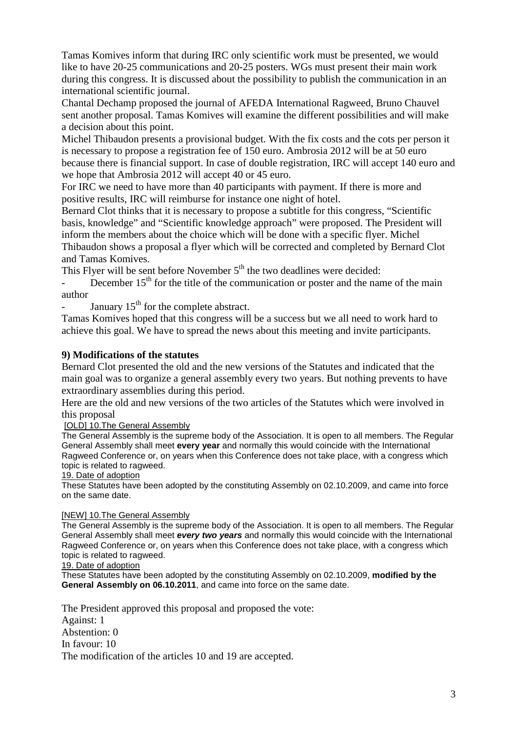Tamas Komives inform that during IRC only scientific work must be presented, we would like to have 20-25 communications and 20-25 posters. WGs must present their main work during this congress. It is discussed about the possibility to publish the communication in an international scientific journal.

Chantal Dechamp proposed the journal of AFEDA International Ragweed, Bruno Chauvel sent another proposal. Tamas Komives will examine the different possibilities and will make a decision about this point.

Michel Thibaudon presents a provisional budget. With the fix costs and the cots per person it is necessary to propose a registration fee of 150 euro. Ambrosia 2012 will be at 50 euro because there is financial support. In case of double registration, IRC will accept 140 euro and we hope that Ambrosia 2012 will accept 40 or 45 euro.

For IRC we need to have more than 40 participants with payment. If there is more and positive results, IRC will reimburse for instance one night of hotel.

Bernard Clot thinks that it is necessary to propose a subtitle for this congress, "Scientific basis, knowledge" and "Scientific knowledge approach" were proposed. The President will inform the members about the choice which will be done with a specific flyer. Michel Thibaudon shows a proposal a flyer which will be corrected and completed by Bernard Clot and Tamas Komives.

This Flyer will be sent before November 5th the two deadlines were decided:

- December 15th for the title of the communication or poster and the name of the main author
- January 15th for the complete abstract.

Tamas Komives hoped that this congress will be a success but we all need to work hard to achieve this goal. We have to spread the news about this meeting and invite participants.

**9) Modifications of the statutes**

Bernard Clot presented the old and the new versions of the Statutes and indicated that the main goal was to organize a general assembly every two years. But nothing prevents to have extraordinary assemblies during this period.

Here are the old and new versions of the two articles of the Statutes which were involved in this proposal

[OLD] 10.The General Assembly

The General Assembly is the supreme body of the Association. It is open to all members. The Regular General Assembly shall meet **every year** and normally this would coincide with the International Ragweed Conference or, on years when this Conference does not take place, with a congress which topic is related to ragweed.

19. Date of adoption

These Statutes have been adopted by the constituting Assembly on 02.10.2009, and came into force on the same date.

[NEW] 10.The General Assembly

The General Assembly is the supreme body of the Association. It is open to all members. The Regular General Assembly shall meet ***every two years*** and normally this would coincide with the International Ragweed Conference or, on years when this Conference does not take place, with a congress which topic is related to ragweed.

19. Date of adoption

These Statutes have been adopted by the constituting Assembly on 02.10.2009, **modified by the General Assembly on 06.10.2011**, and came into force on the same date.

The President approved this proposal and proposed the vote:

Against: 1

Abstention: 0

In favour: 10

The modification of the articles 10 and 19 are accepted.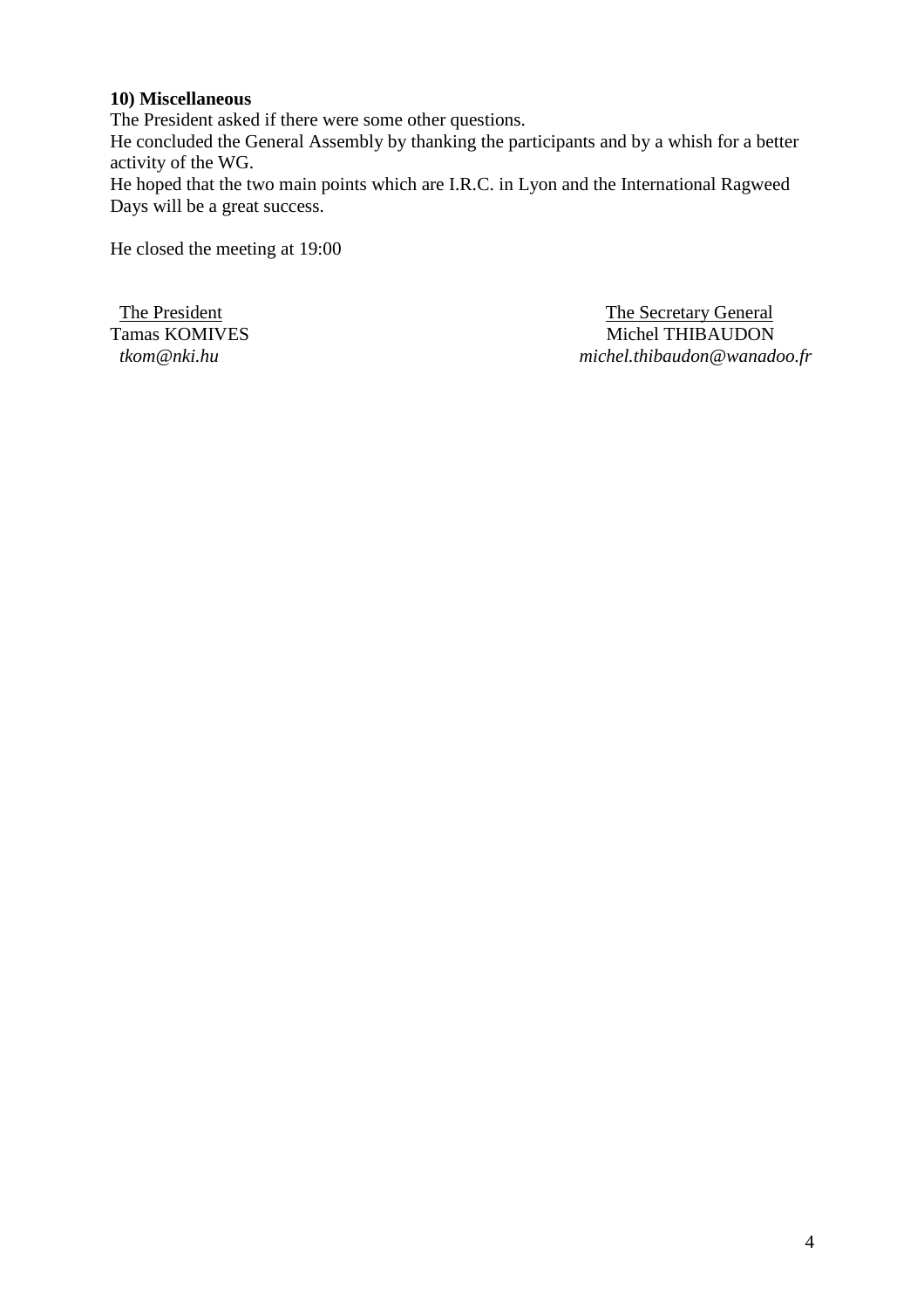**10) Miscellaneous**

The President asked if there were some other questions.
He concluded the General Assembly by thanking the participants and by a whish for a better activity of the WG.
He hoped that the two main points which are I.R.C. in Lyon and the International Ragweed Days will be a great success.

He closed the meeting at 19:00

| | |
|---|---|
| The President | The Secretary General |
| Tamas KOMIVES | Michel THIBAUDON |
| *tkom@nki.hu* | *michel.thibaudon@wanadoo.fr* |